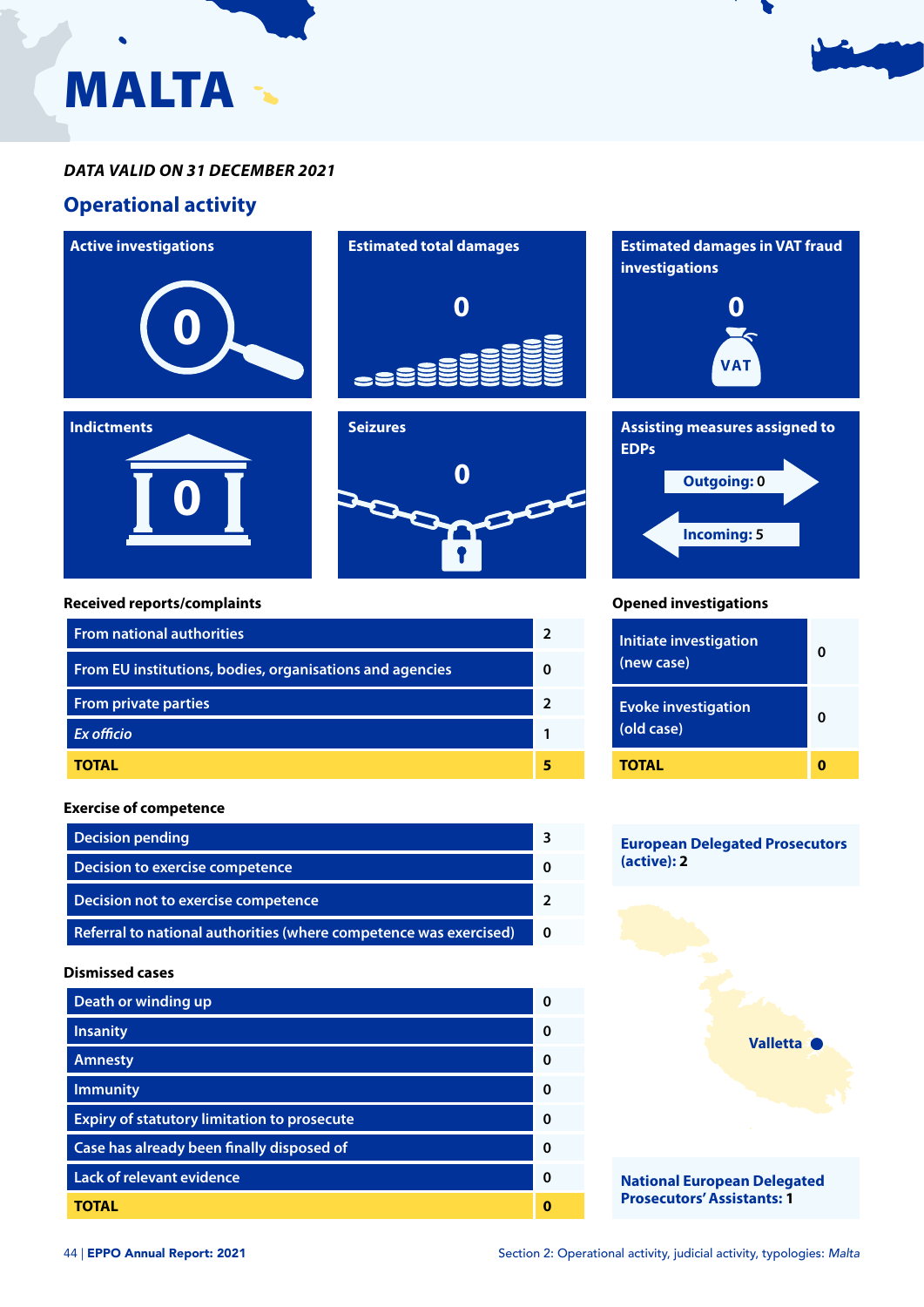# MALTA

*DATA VALID ON 31 DECEMBER 2021*

## Operational activity

**Active investigations**

0

**Estimated total damages**

0

**Estimated damages in VAT fraud investigations**

0

**Indictments**

0

**Seizures**

0

**Assisting measures assigned to EDPs**

Outgoing: 0

Incoming: 5

### Received reports/complaints

| | |
|---|---|
| From national authorities | 2 |
| From EU institutions, bodies, organisations and agencies | 0 |
| From private parties | 2 |
| *Ex officio* | 1 |
| **TOTAL** | **5** |

### Opened investigations

| | |
|---|---|
| Initiate investigation (new case) | 0 |
| Evoke investigation (old case) | 0 |
| **TOTAL** | **0** |

### Exercise of competence

| | |
|---|---|
| Decision pending | 3 |
| Decision to exercise competence | 0 |
| Decision not to exercise competence | 2 |
| Referral to national authorities (where competence was exercised) | 0 |

**European Delegated Prosecutors (active): 2**

### Dismissed cases

| | |
|---|---|
| Death or winding up | 0 |
| Insanity | 0 |
| Amnesty | 0 |
| Immunity | 0 |
| Expiry of statutory limitation to prosecute | 0 |
| Case has already been finally disposed of | 0 |
| Lack of relevant evidence | 0 |
| **TOTAL** | **0** |

Valletta

**National European Delegated Prosecutors' Assistants: 1**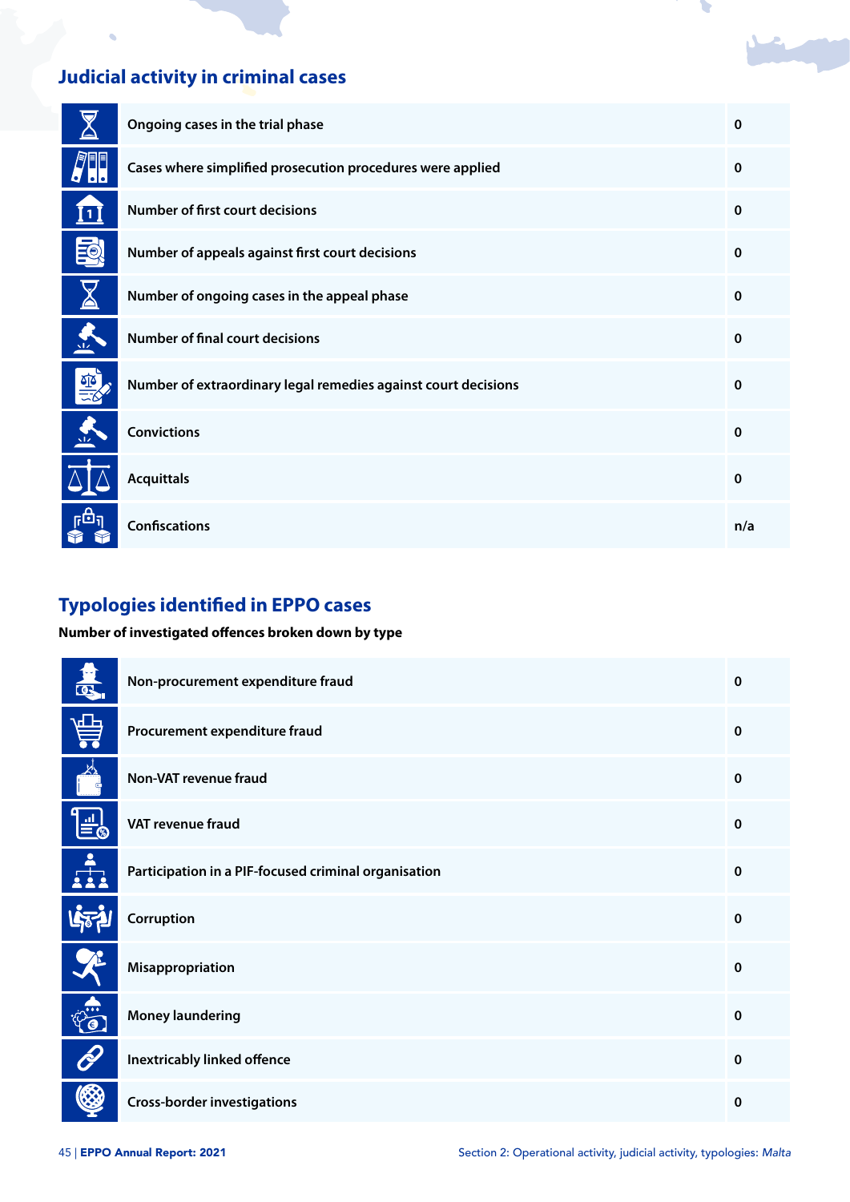## Judicial activity in criminal cases

| | |
|---|---|
| Ongoing cases in the trial phase | 0 |
| Cases where simplified prosecution procedures were applied | 0 |
| Number of first court decisions | 0 |
| Number of appeals against first court decisions | 0 |
| Number of ongoing cases in the appeal phase | 0 |
| Number of final court decisions | 0 |
| Number of extraordinary legal remedies against court decisions | 0 |
| Convictions | 0 |
| Acquittals | 0 |
| Confiscations | n/a |

## Typologies identified in EPPO cases

**Number of investigated offences broken down by type**

| | |
|---|---|
| Non-procurement expenditure fraud | 0 |
| Procurement expenditure fraud | 0 |
| Non-VAT revenue fraud | 0 |
| VAT revenue fraud | 0 |
| Participation in a PIF-focused criminal organisation | 0 |
| Corruption | 0 |
| Misappropriation | 0 |
| Money laundering | 0 |
| Inextricably linked offence | 0 |
| Cross-border investigations | 0 |